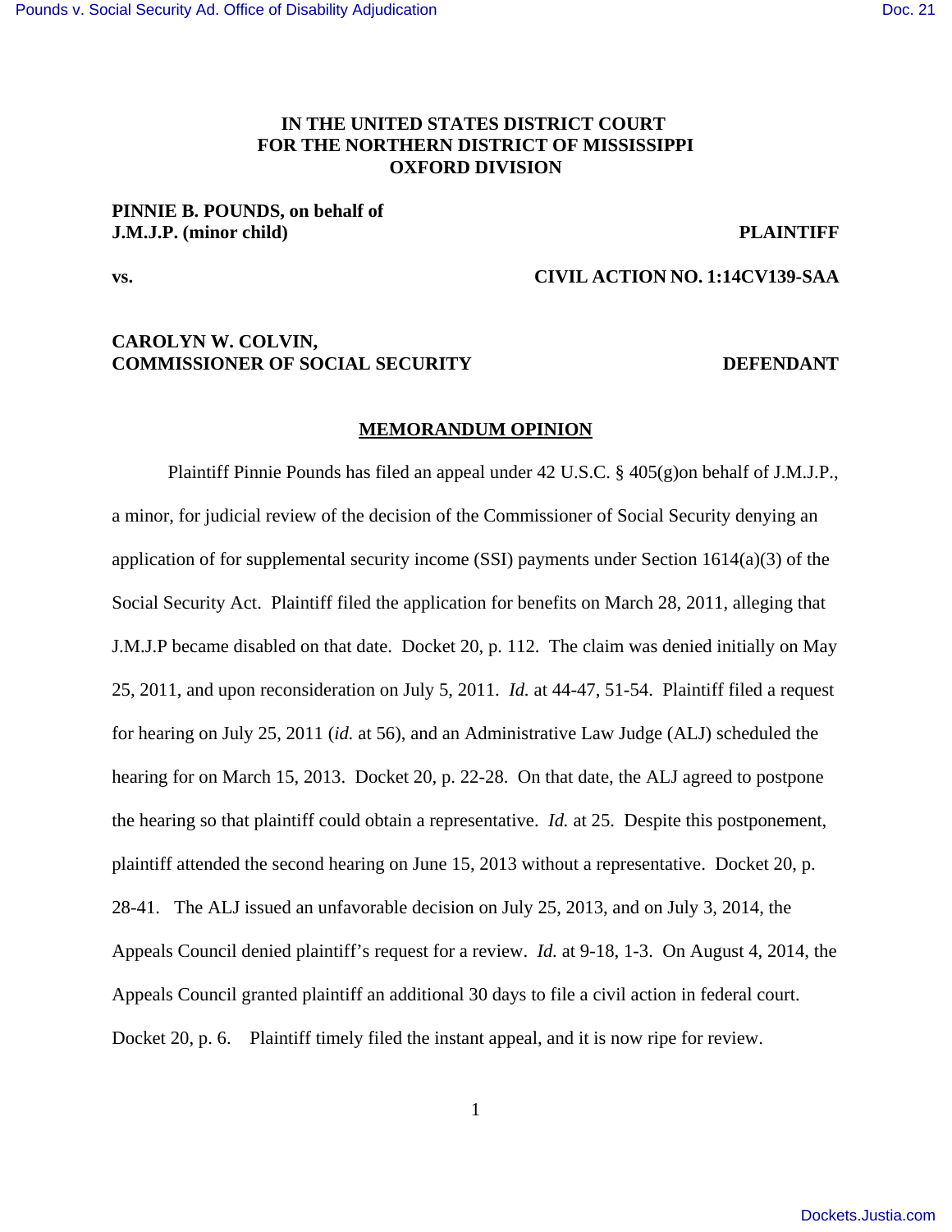**IN THE UNITED STATES DISTRICT COURT**
**FOR THE NORTHERN DISTRICT OF MISSISSIPPI**
**OXFORD DIVISION**

**PINNIE B. POUNDS, on behalf of J.M.J.P. (minor child)** — **PLAINTIFF**

**vs.** — **CIVIL ACTION NO. 1:14CV139-SAA**

**CAROLYN W. COLVIN, COMMISSIONER OF SOCIAL SECURITY** — **DEFENDANT**

## MEMORANDUM OPINION

Plaintiff Pinnie Pounds has filed an appeal under 42 U.S.C. § 405(g)on behalf of J.M.J.P., a minor, for judicial review of the decision of the Commissioner of Social Security denying an application of for supplemental security income (SSI) payments under Section 1614(a)(3) of the Social Security Act. Plaintiff filed the application for benefits on March 28, 2011, alleging that J.M.J.P became disabled on that date. Docket 20, p. 112. The claim was denied initially on May 25, 2011, and upon reconsideration on July 5, 2011. *Id.* at 44-47, 51-54. Plaintiff filed a request for hearing on July 25, 2011 (*id.* at 56), and an Administrative Law Judge (ALJ) scheduled the hearing for on March 15, 2013. Docket 20, p. 22-28. On that date, the ALJ agreed to postpone the hearing so that plaintiff could obtain a representative. *Id.* at 25. Despite this postponement, plaintiff attended the second hearing on June 15, 2013 without a representative. Docket 20, p. 28-41. The ALJ issued an unfavorable decision on July 25, 2013, and on July 3, 2014, the Appeals Council denied plaintiff's request for a review. *Id.* at 9-18, 1-3. On August 4, 2014, the Appeals Council granted plaintiff an additional 30 days to file a civil action in federal court. Docket 20, p. 6. Plaintiff timely filed the instant appeal, and it is now ripe for review.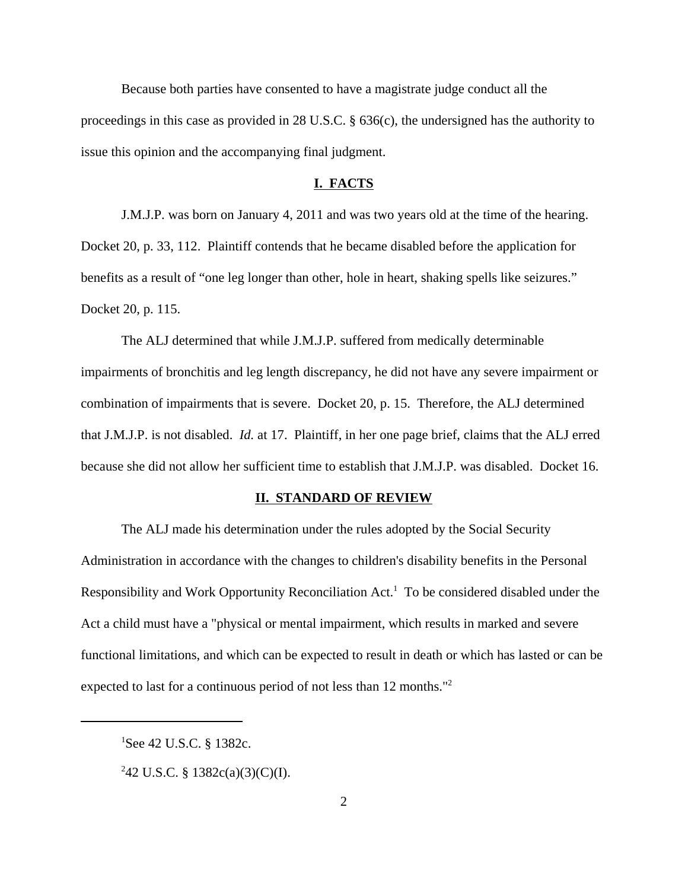Because both parties have consented to have a magistrate judge conduct all the proceedings in this case as provided in 28 U.S.C. § 636(c), the undersigned has the authority to issue this opinion and the accompanying final judgment.

## I. FACTS

J.M.J.P. was born on January 4, 2011 and was two years old at the time of the hearing. Docket 20, p. 33, 112. Plaintiff contends that he became disabled before the application for benefits as a result of "one leg longer than other, hole in heart, shaking spells like seizures." Docket 20, p. 115.

The ALJ determined that while J.M.J.P. suffered from medically determinable impairments of bronchitis and leg length discrepancy, he did not have any severe impairment or combination of impairments that is severe. Docket 20, p. 15. Therefore, the ALJ determined that J.M.J.P. is not disabled. *Id.* at 17. Plaintiff, in her one page brief, claims that the ALJ erred because she did not allow her sufficient time to establish that J.M.J.P. was disabled. Docket 16.

## II. STANDARD OF REVIEW

The ALJ made his determination under the rules adopted by the Social Security Administration in accordance with the changes to children's disability benefits in the Personal Responsibility and Work Opportunity Reconciliation Act.[1] To be considered disabled under the Act a child must have a "physical or mental impairment, which results in marked and severe functional limitations, and which can be expected to result in death or which has lasted or can be expected to last for a continuous period of not less than 12 months."[2]

---

[1]See 42 U.S.C. § 1382c.

[2]42 U.S.C. § 1382c(a)(3)(C)(I).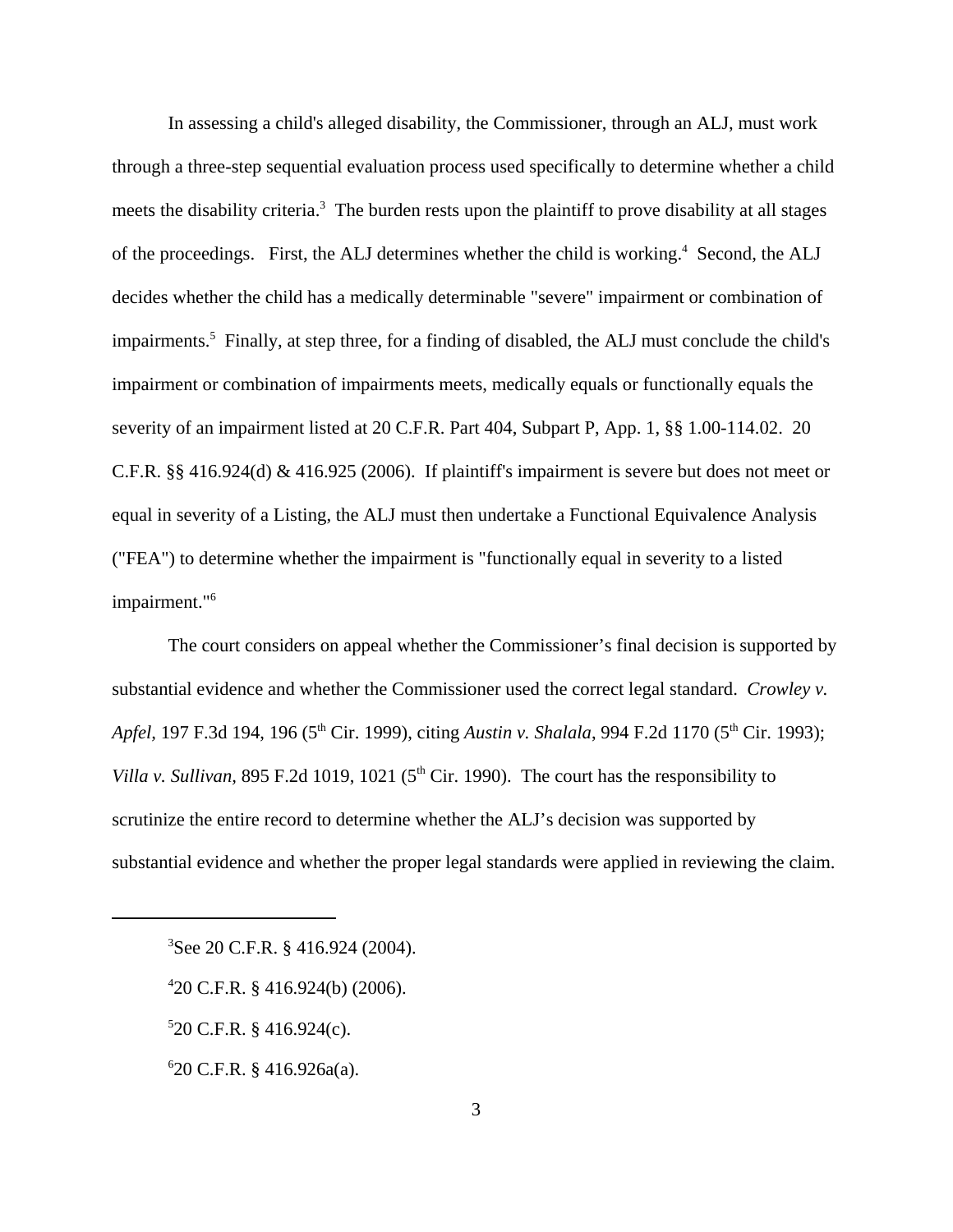In assessing a child's alleged disability, the Commissioner, through an ALJ, must work through a three-step sequential evaluation process used specifically to determine whether a child meets the disability criteria.[3] The burden rests upon the plaintiff to prove disability at all stages of the proceedings. First, the ALJ determines whether the child is working.[4] Second, the ALJ decides whether the child has a medically determinable "severe" impairment or combination of impairments.[5] Finally, at step three, for a finding of disabled, the ALJ must conclude the child's impairment or combination of impairments meets, medically equals or functionally equals the severity of an impairment listed at 20 C.F.R. Part 404, Subpart P, App. 1, §§ 1.00-114.02. 20 C.F.R. §§ 416.924(d) & 416.925 (2006). If plaintiff's impairment is severe but does not meet or equal in severity of a Listing, the ALJ must then undertake a Functional Equivalence Analysis ("FEA") to determine whether the impairment is "functionally equal in severity to a listed impairment."[6]

The court considers on appeal whether the Commissioner's final decision is supported by substantial evidence and whether the Commissioner used the correct legal standard. *Crowley v. Apfel*, 197 F.3d 194, 196 (5th Cir. 1999), citing *Austin v. Shalala*, 994 F.2d 1170 (5th Cir. 1993); *Villa v. Sullivan*, 895 F.2d 1019, 1021 (5th Cir. 1990). The court has the responsibility to scrutinize the entire record to determine whether the ALJ's decision was supported by substantial evidence and whether the proper legal standards were applied in reviewing the claim.

---

[3] See 20 C.F.R. § 416.924 (2004).

[4] 20 C.F.R. § 416.924(b) (2006).

[5] 20 C.F.R. § 416.924(c).

[6] 20 C.F.R. § 416.926a(a).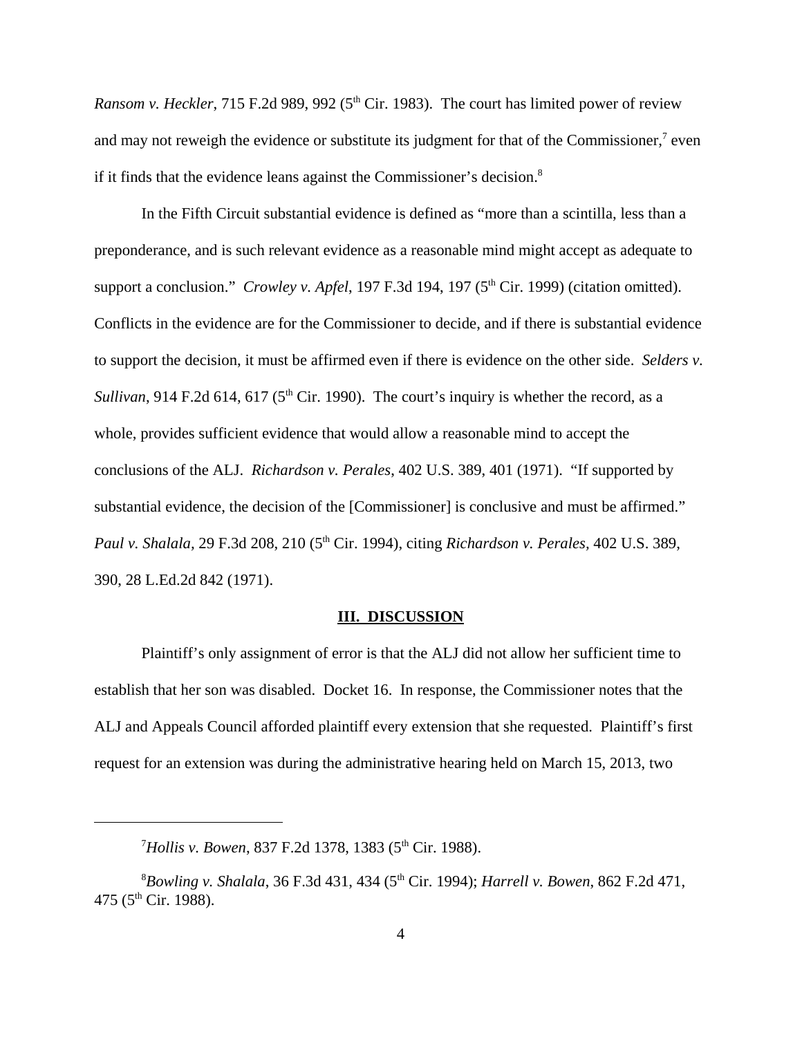*Ransom v. Heckler*, 715 F.2d 989, 992 (5th Cir. 1983). The court has limited power of review and may not reweigh the evidence or substitute its judgment for that of the Commissioner,[7] even if it finds that the evidence leans against the Commissioner's decision.[8]

In the Fifth Circuit substantial evidence is defined as "more than a scintilla, less than a preponderance, and is such relevant evidence as a reasonable mind might accept as adequate to support a conclusion." *Crowley v. Apfel*, 197 F.3d 194, 197 (5th Cir. 1999) (citation omitted). Conflicts in the evidence are for the Commissioner to decide, and if there is substantial evidence to support the decision, it must be affirmed even if there is evidence on the other side. *Selders v. Sullivan*, 914 F.2d 614, 617 (5th Cir. 1990). The court's inquiry is whether the record, as a whole, provides sufficient evidence that would allow a reasonable mind to accept the conclusions of the ALJ. *Richardson v. Perales*, 402 U.S. 389, 401 (1971). "If supported by substantial evidence, the decision of the [Commissioner] is conclusive and must be affirmed." *Paul v. Shalala*, 29 F.3d 208, 210 (5th Cir. 1994), citing *Richardson v. Perales*, 402 U.S. 389, 390, 28 L.Ed.2d 842 (1971).

## III. DISCUSSION

Plaintiff's only assignment of error is that the ALJ did not allow her sufficient time to establish that her son was disabled. Docket 16. In response, the Commissioner notes that the ALJ and Appeals Council afforded plaintiff every extension that she requested. Plaintiff's first request for an extension was during the administrative hearing held on March 15, 2013, two

---

[7] *Hollis v. Bowen*, 837 F.2d 1378, 1383 (5th Cir. 1988).

[8] *Bowling v. Shalala*, 36 F.3d 431, 434 (5th Cir. 1994); *Harrell v. Bowen*, 862 F.2d 471, 475 (5th Cir. 1988).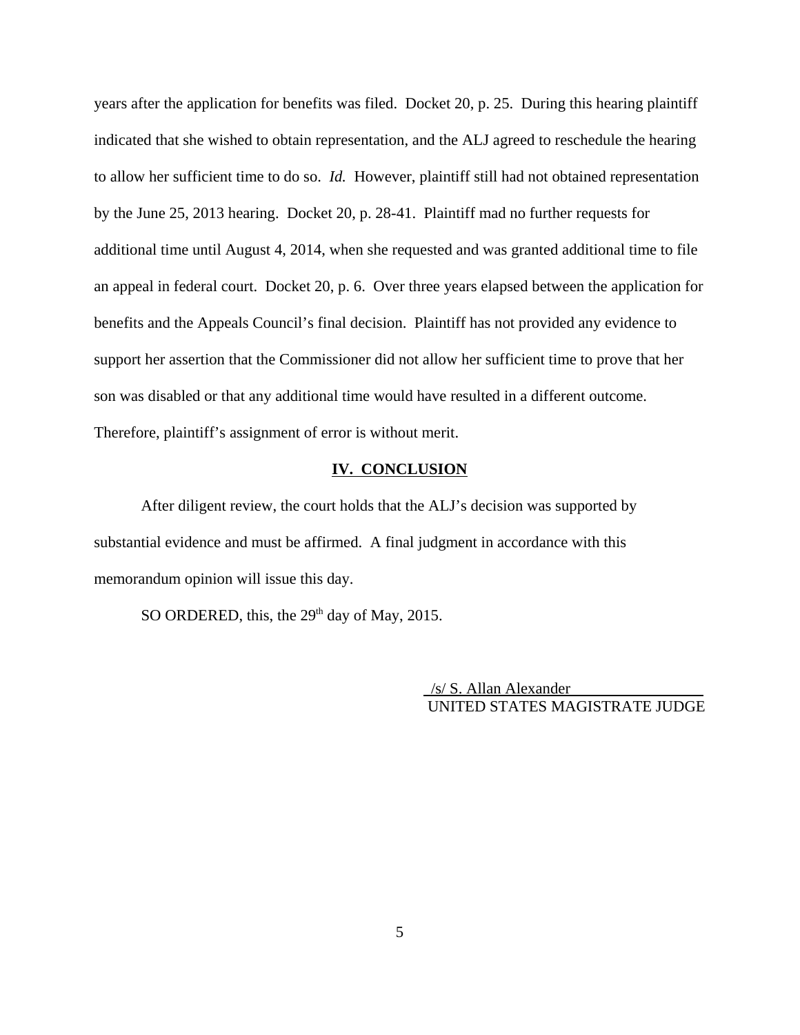years after the application for benefits was filed. Docket 20, p. 25. During this hearing plaintiff indicated that she wished to obtain representation, and the ALJ agreed to reschedule the hearing to allow her sufficient time to do so. *Id.* However, plaintiff still had not obtained representation by the June 25, 2013 hearing. Docket 20, p. 28-41. Plaintiff mad no further requests for additional time until August 4, 2014, when she requested and was granted additional time to file an appeal in federal court. Docket 20, p. 6. Over three years elapsed between the application for benefits and the Appeals Council's final decision. Plaintiff has not provided any evidence to support her assertion that the Commissioner did not allow her sufficient time to prove that her son was disabled or that any additional time would have resulted in a different outcome. Therefore, plaintiff's assignment of error is without merit.

## IV. CONCLUSION

After diligent review, the court holds that the ALJ's decision was supported by substantial evidence and must be affirmed. A final judgment in accordance with this memorandum opinion will issue this day.

SO ORDERED, this, the 29th day of May, 2015.

/s/ S. Allan Alexander
UNITED STATES MAGISTRATE JUDGE